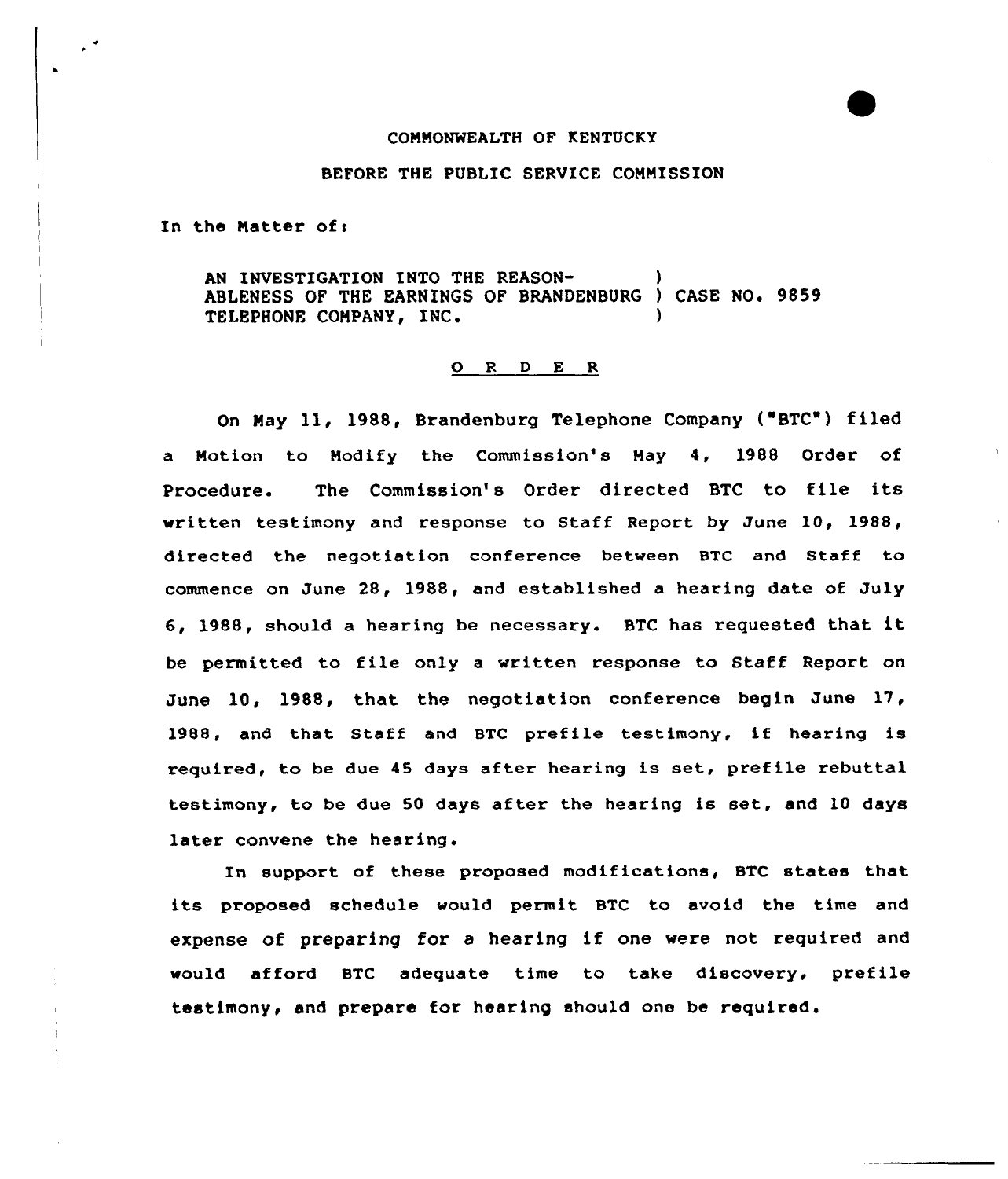COMMONWEALTH OF KENTUCKY

BEFORE THE PUBLIC SERVICE COMMISSION

In the Matter of:

AN INVESTIGATION INTO THE REASONABLENESS OF THE EARNINGS OF BRANDENBURG TELEPHONE COMPANY, INC. ) CASE NO. 9859

O R D E R

On May 11, 1988, Brandenburg Telephone Company ("BTC") filed a Motion to Modify the Commission's May 4, 1988 Order of Procedure. The Commission's Order directed BTC to file its written testimony and response to Staff Report by June 10, 1988, directed the negotiation conference between BTC and Staff to commence on June 28, 1988, and established a hearing date of July 6, 1988, should a hearing be necessary. BTC has requested that it be permitted to file only a written response to Staff Report on June 10, 1988, that the negotiation conference begin June 17, 1988, and that Staff and BTC prefile testimony, if hearing is required, to be due 45 days after hearing is set, prefile rebuttal testimony, to be due 50 days after the hearing is set, and 10 days later convene the hearing.

In support of these proposed modifications, BTC states that its proposed schedule would permit BTC to avoid the time and expense of preparing for a hearing if one were not required and would afford BTC adequate time to take discovery, prefile testimony, and prepare for hearing should one be required.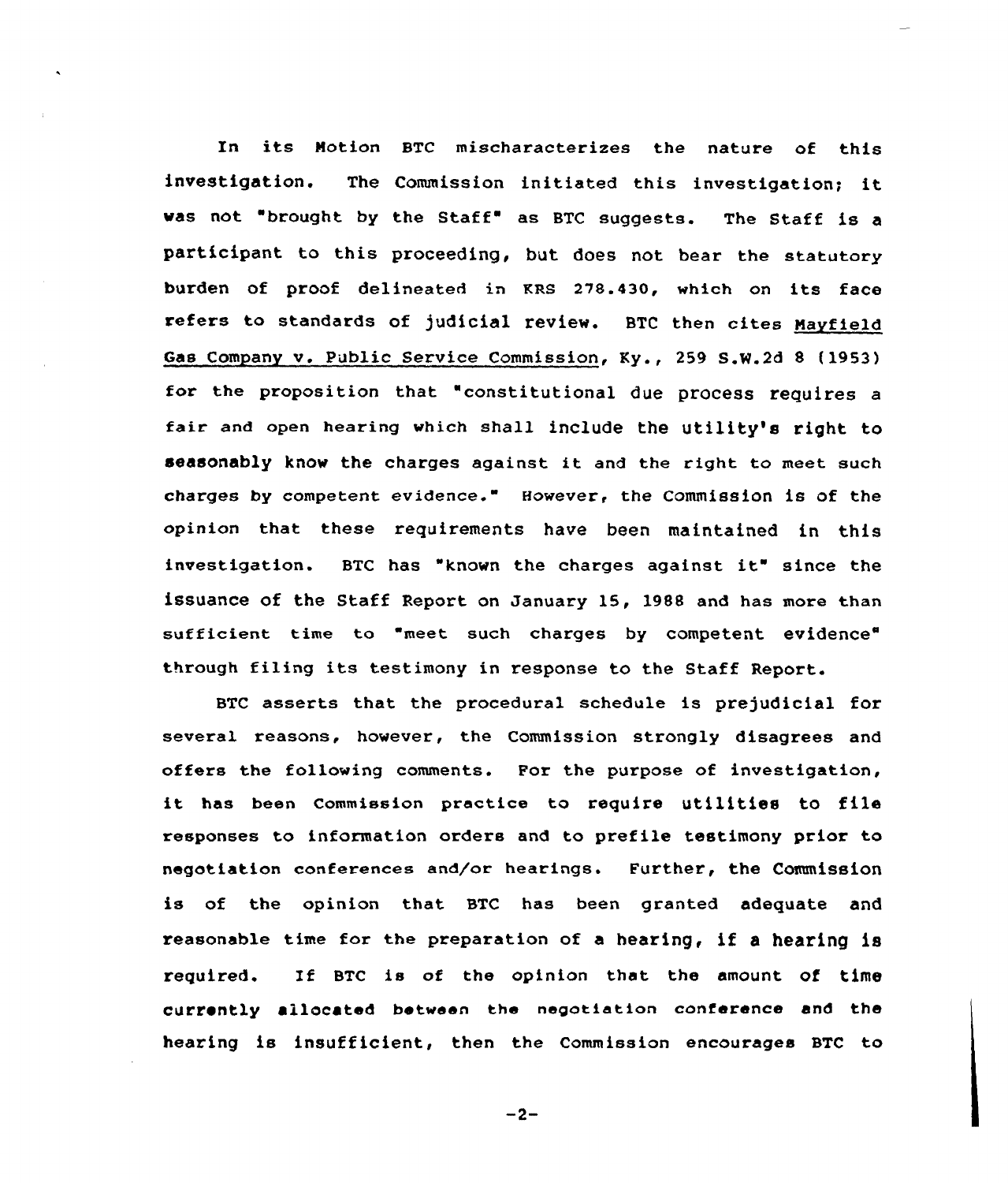In its Motion BTC mischaracterizes the nature of this investigation. The Commission initiated this investigation; it was not "brought by the Staff" as BTC suggests. The Staff is a participant to this proceeding, but does not bear the statutory burden of proof delineated in KRS 278.430, which on its face refers to standards of judicial review. BTC then cites Mayfield Gas Company v. Public Service Commission, Ky., 259 S.W.2d 8 (1953) for the proposition that "constitutional due process requires a fair and open hearing which shall include the utility's right to seasonably know the charges against it and the right to meet such charges by competent evidence." However, the Commission is of the opinion that these requirements have been maintained in this investigation. BTC has "known the charges against it" since the issuance of the Staff Report on January 15, 1988 and has more than sufficient time to "meet such charges by competent evidence" through filing its testimony in response to the Staff Report.

BTC asserts that the procedural schedule is prejudicial for several reasons, however, the Commission strongly disagrees and offers the following comments. For the purpose of investigation, it has been Commission practice to require utilities to file responses to information orders and to prefile testimony prior to negotiation conferences and/or hearings. Further, the Commission is of the opinion that BTC has been granted adequate and reasonable time for the preparation of a hearing, if a hearing is required. If BTC is of the opinion that the amount of time currently allocated between the negotiation conference and the hearing is insufficient, then the Commission encourages BTC to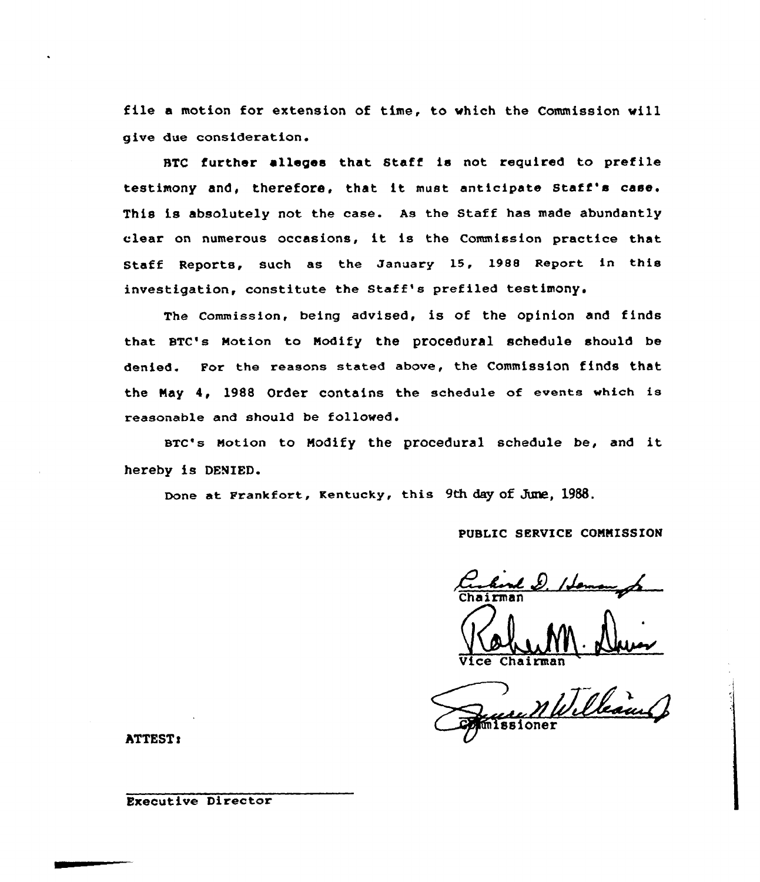file a motion for extension of time, to which the Commission will give due consideration.

BTC further alleges that Staff is not required to prefile testimony and, therefore, that it must anticipate Staff's case. This is absolutely not the case. As the Staff has made abundantly clear on numerous occasions, it is the Commission practice that Staff Reports, such as the January 15, 1988 Report in this investigation, constitute the Staff's prefiled testimony.

The Commission, being advised, is of the opinion and finds that BTC's Motion to Modify the procedural schedule should be denied. For the reasons stated above, the Commission finds that the May 4, 1988 Order contains the schedule of events which is reasonable and should be followed.

BTC's Motion to Modify the procedural schedule be, and it hereby is DENIED.

Done at Frankfort, Kentucky, this 9th day of June, 1988.

PUBLIC SERVICE COMMISSION

Chairman

Vice Chairman

Commissioner

ATTEST:

Executive Director